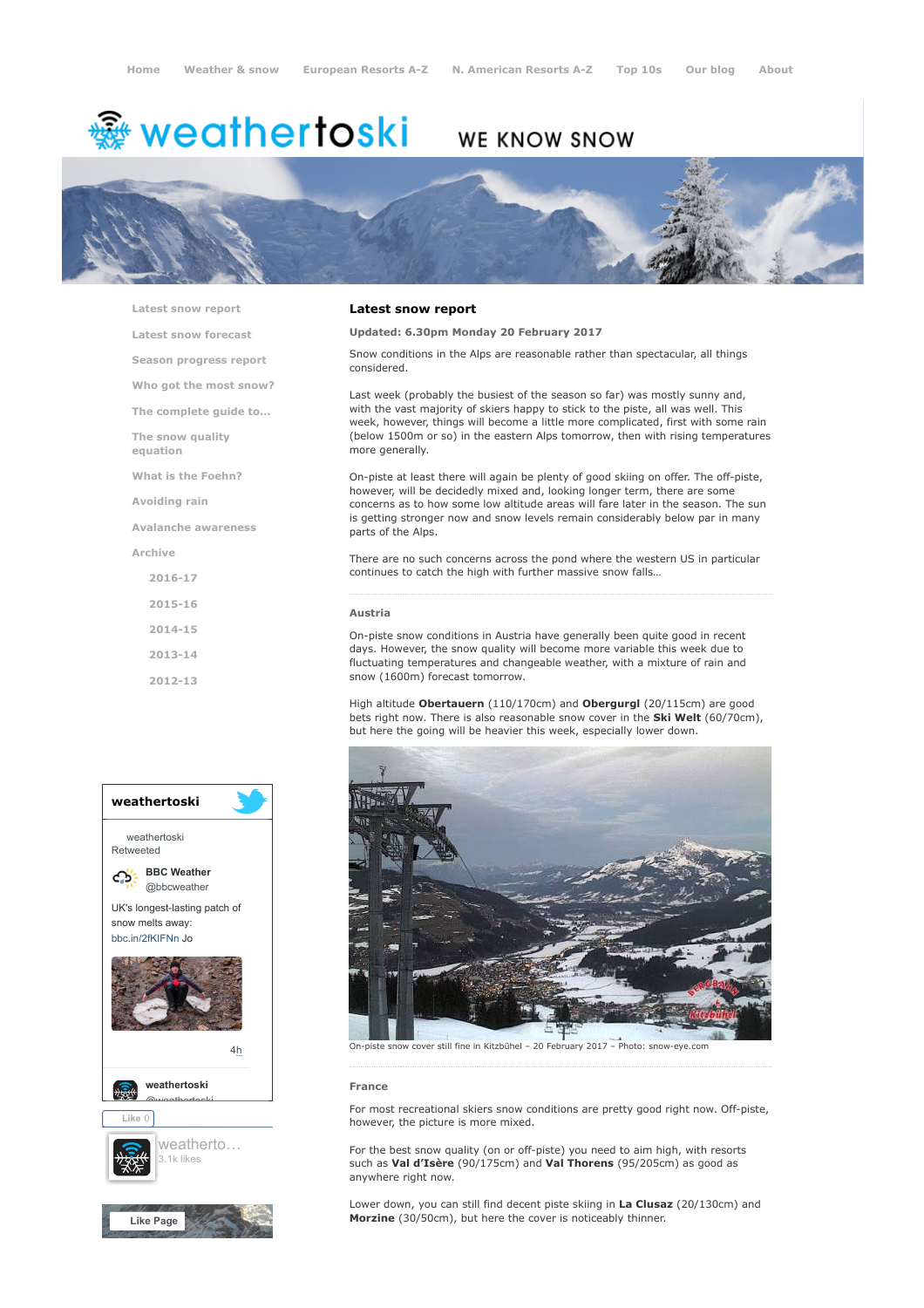Home | Weather & snow | European Resorts A-Z | N. American Resorts A-Z | Top 10s | Our blog | About

# weathertoski

WE KNOW SNOW

- Latest snow report
- Latest snow forecast
- Season progress report
- Who got the most snow?
- The complete guide to...
- The snow quality equation
- What is the Foehn?
- Avoiding rain
- Avalanche awareness
- Archive
  - 2016-17
  - 2015-16
  - 2014-15
  - 2013-14
  - 2012-13

## Latest snow report

**Updated: 6.30pm Monday 20 February 2017**

Snow conditions in the Alps are reasonable rather than spectacular, all things considered.

Last week (probably the busiest of the season so far) was mostly sunny and, with the vast majority of skiers happy to stick to the piste, all was well. This week, however, things will become a little more complicated, first with some rain (below 1500m or so) in the eastern Alps tomorrow, then with rising temperatures more generally.

On-piste at least there will again be plenty of good skiing on offer. The off-piste, however, will be decidedly mixed and, looking longer term, there are some concerns as to how some low altitude areas will fare later in the season. The sun is getting stronger now and snow levels remain considerably below par in many parts of the Alps.

There are no such concerns across the pond where the western US in particular continues to catch the high with further massive snow falls…

### Austria

On-piste snow conditions in Austria have generally been quite good in recent days. However, the snow quality will become more variable this week due to fluctuating temperatures and changeable weather, with a mixture of rain and snow (1600m) forecast tomorrow.

High altitude **Obertauern** (110/170cm) and **Obergurgl** (20/115cm) are good bets right now. There is also reasonable snow cover in the **Ski Welt** (60/70cm), but here the going will be heavier this week, especially lower down.

On-piste snow cover still fine in Kitzbühel – 20 February 2017 – Photo: snow-eye.com

### France

For most recreational skiers snow conditions are pretty good right now. Off-piste, however, the picture is more mixed.

For the best snow quality (on or off-piste) you need to aim high, with resorts such as **Val d'Isère** (90/175cm) and **Val Thorens** (95/205cm) as good as anywhere right now.

Lower down, you can still find decent piste skiing in **La Clusaz** (20/130cm) and **Morzine** (30/50cm), but here the cover is noticeably thinner.

**weathertoski**

weathertoski Retweeted

**BBC Weather** @bbcweather

UK's longest-lasting patch of snow melts away: bbc.in/2fKIFNn Jo

4h

**weathertoski** @weathertoski

Like 0

weatherto… 3.1k likes

Like Page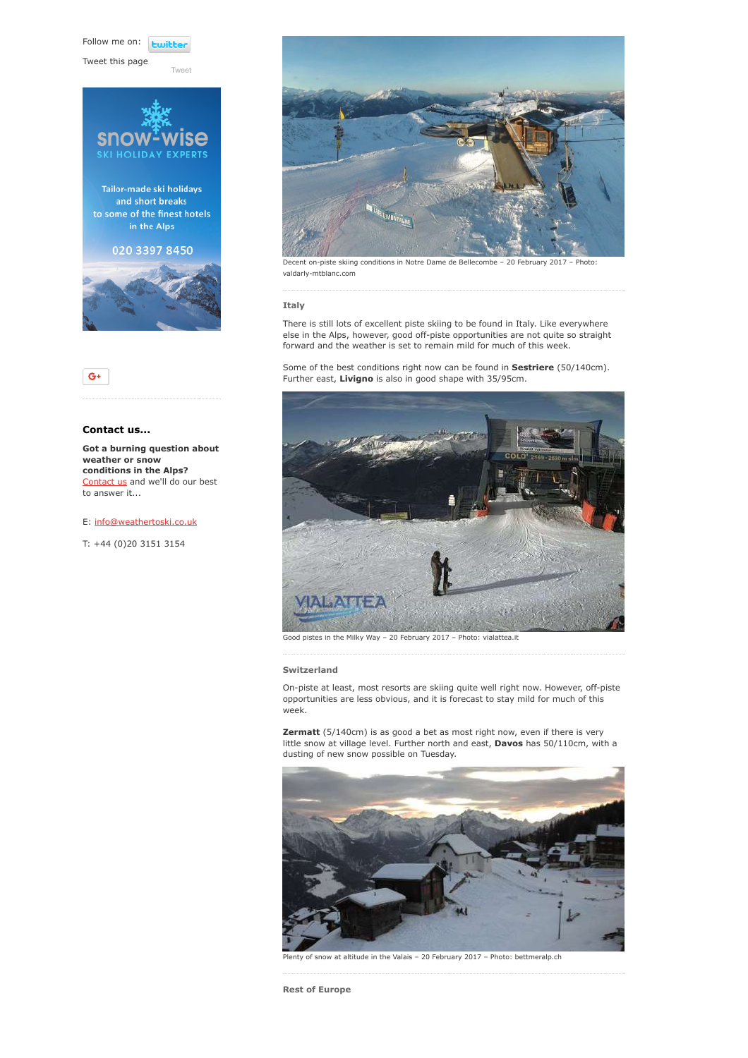Follow me on: twitter

Tweet this page

Tweet

snow-wise
SKI HOLIDAY EXPERTS

Tailor-made ski holidays and short breaks to some of the finest hotels in the Alps

020 3397 8450

G+

### Contact us...

**Got a burning question about weather or snow conditions in the Alps?** Contact us and we'll do our best to answer it...

E: info@weathertoski.co.uk

T: +44 (0)20 3151 3154

Decent on-piste skiing conditions in Notre Dame de Bellecombe – 20 February 2017 – Photo: valdarly-mtblanc.com

### Italy

There is still lots of excellent piste skiing to be found in Italy. Like everywhere else in the Alps, however, good off-piste opportunities are not quite so straight forward and the weather is set to remain mild for much of this week.

Some of the best conditions right now can be found in **Sestriere** (50/140cm). Further east, **Livigno** is also in good shape with 35/95cm.

Good pistes in the Milky Way – 20 February 2017 – Photo: vialattea.it

### Switzerland

On-piste at least, most resorts are skiing quite well right now. However, off-piste opportunities are less obvious, and it is forecast to stay mild for much of this week.

**Zermatt** (5/140cm) is as good a bet as most right now, even if there is very little snow at village level. Further north and east, **Davos** has 50/110cm, with a dusting of new snow possible on Tuesday.

Plenty of snow at altitude in the Valais – 20 February 2017 – Photo: bettmeralp.ch

### Rest of Europe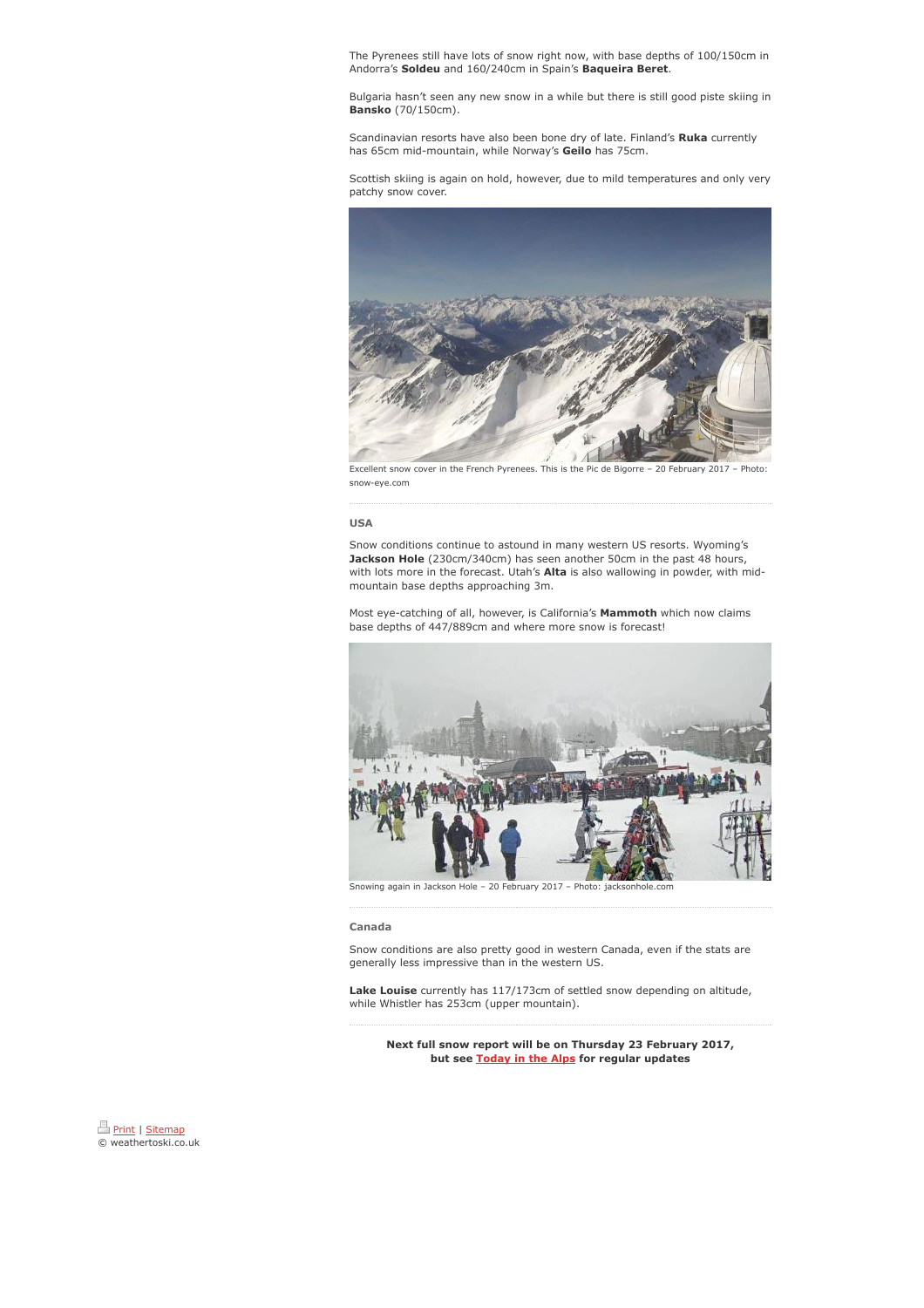The Pyrenees still have lots of snow right now, with base depths of 100/150cm in Andorra's **Soldeu** and 160/240cm in Spain's **Baqueira Beret**.

Bulgaria hasn't seen any new snow in a while but there is still good piste skiing in **Bansko** (70/150cm).

Scandinavian resorts have also been bone dry of late. Finland's **Ruka** currently has 65cm mid-mountain, while Norway's **Geilo** has 75cm.

Scottish skiing is again on hold, however, due to mild temperatures and only very patchy snow cover.

Excellent snow cover in the French Pyrenees. This is the Pic de Bigorre – 20 February 2017 – Photo: snow-eye.com

### USA

Snow conditions continue to astound in many western US resorts. Wyoming's **Jackson Hole** (230cm/340cm) has seen another 50cm in the past 48 hours, with lots more in the forecast. Utah's **Alta** is also wallowing in powder, with mid-mountain base depths approaching 3m.

Most eye-catching of all, however, is California's **Mammoth** which now claims base depths of 447/889cm and where more snow is forecast!

Snowing again in Jackson Hole – 20 February 2017 – Photo: jacksonhole.com

### Canada

Snow conditions are also pretty good in western Canada, even if the stats are generally less impressive than in the western US.

**Lake Louise** currently has 117/173cm of settled snow depending on altitude, while Whistler has 253cm (upper mountain).

**Next full snow report will be on Thursday 23 February 2017, but see Today in the Alps for regular updates**

Print | Sitemap
© weathertoski.co.uk